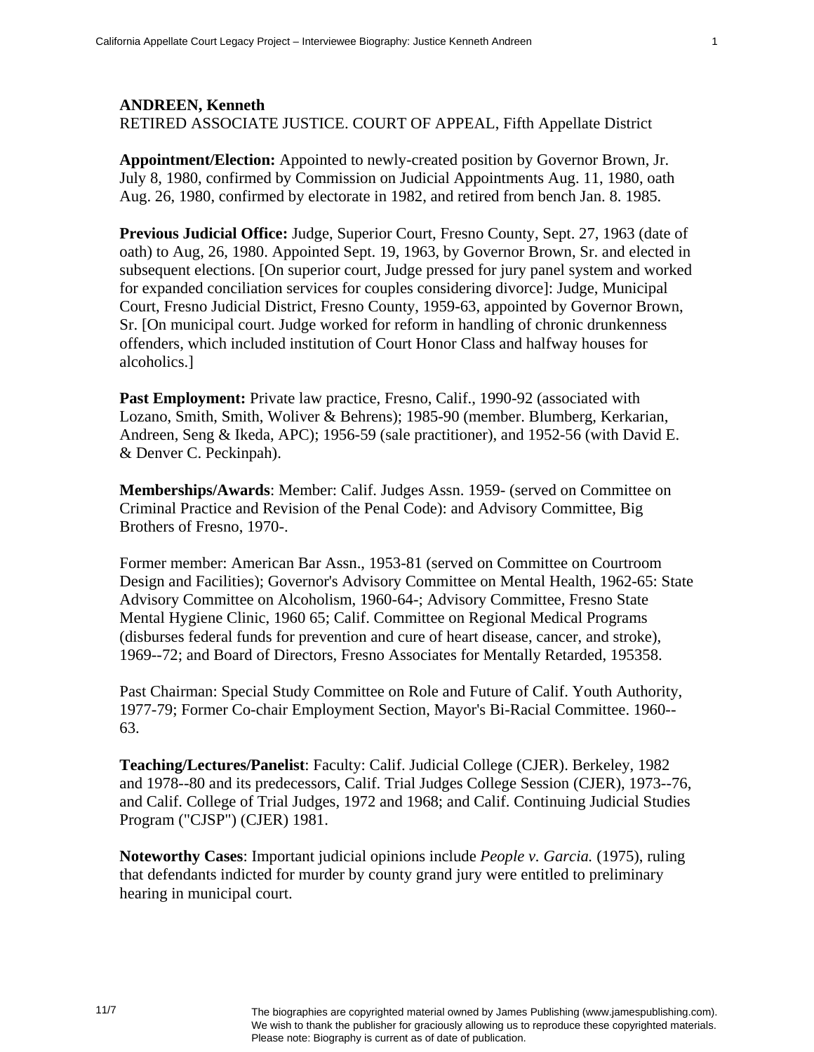**ANDREEN, Kenneth**
RETIRED ASSOCIATE JUSTICE. COURT OF APPEAL, Fifth Appellate District

**Appointment/Election:** Appointed to newly-created position by Governor Brown, Jr. July 8, 1980, confirmed by Commission on Judicial Appointments Aug. 11, 1980, oath Aug. 26, 1980, confirmed by electorate in 1982, and retired from bench Jan. 8. 1985.

**Previous Judicial Office:** Judge, Superior Court, Fresno County, Sept. 27, 1963 (date of oath) to Aug, 26, 1980. Appointed Sept. 19, 1963, by Governor Brown, Sr. and elected in subsequent elections. [On superior court, Judge pressed for jury panel system and worked for expanded conciliation services for couples considering divorce]: Judge, Municipal Court, Fresno Judicial District, Fresno County, 1959-63, appointed by Governor Brown, Sr. [On municipal court. Judge worked for reform in handling of chronic drunkenness offenders, which included institution of Court Honor Class and halfway houses for alcoholics.]

**Past Employment:** Private law practice, Fresno, Calif., 1990-92 (associated with Lozano, Smith, Smith, Woliver & Behrens); 1985-90 (member. Blumberg, Kerkarian, Andreen, Seng & Ikeda, APC); 1956-59 (sale practitioner), and 1952-56 (with David E. & Denver C. Peckinpah).

**Memberships/Awards**: Member: Calif. Judges Assn. 1959- (served on Committee on Criminal Practice and Revision of the Penal Code): and Advisory Committee, Big Brothers of Fresno, 1970-.

Former member: American Bar Assn., 1953-81 (served on Committee on Courtroom Design and Facilities); Governor's Advisory Committee on Mental Health, 1962-65: State Advisory Committee on Alcoholism, 1960-64-; Advisory Committee, Fresno State Mental Hygiene Clinic, 1960 65; Calif. Committee on Regional Medical Programs (disburses federal funds for prevention and cure of heart disease, cancer, and stroke), 1969--72; and Board of Directors, Fresno Associates for Mentally Retarded, 195358.

Past Chairman: Special Study Committee on Role and Future of Calif. Youth Authority, 1977-79; Former Co-chair Employment Section, Mayor's Bi-Racial Committee. 1960--63.

**Teaching/Lectures/Panelist**: Faculty: Calif. Judicial College (CJER). Berkeley, 1982 and 1978--80 and its predecessors, Calif. Trial Judges College Session (CJER), 1973--76, and Calif. College of Trial Judges, 1972 and 1968; and Calif. Continuing Judicial Studies Program ("CJSP") (CJER) 1981.

**Noteworthy Cases**: Important judicial opinions include *People v. Garcia.* (1975), ruling that defendants indicted for murder by county grand jury were entitled to preliminary hearing in municipal court.

The biographies are copyrighted material owned by James Publishing (www.jamespublishing.com). We wish to thank the publisher for graciously allowing us to reproduce these copyrighted materials. Please note: Biography is current as of date of publication.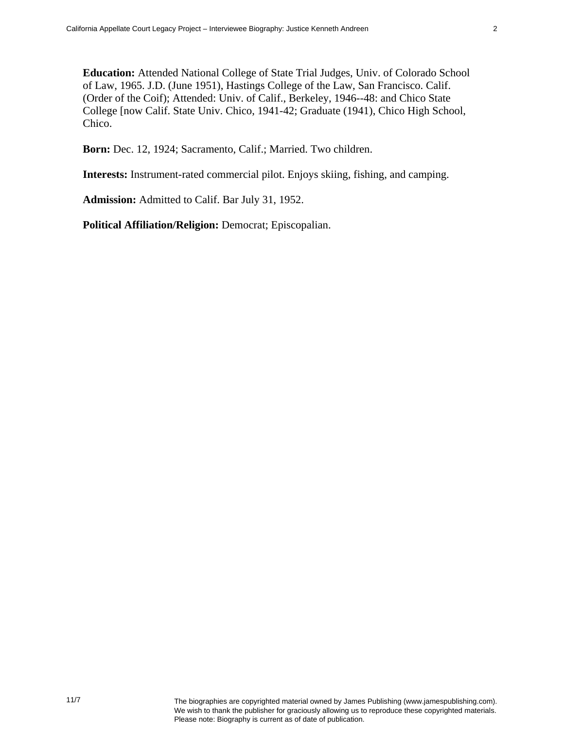**Education:** Attended National College of State Trial Judges, Univ. of Colorado School of Law, 1965. J.D. (June 1951), Hastings College of the Law, San Francisco. Calif. (Order of the Coif); Attended: Univ. of Calif., Berkeley, 1946--48: and Chico State College [now Calif. State Univ. Chico, 1941-42; Graduate (1941), Chico High School, Chico.

**Born:** Dec. 12, 1924; Sacramento, Calif.; Married. Two children.

**Interests:** Instrument-rated commercial pilot. Enjoys skiing, fishing, and camping.

**Admission:** Admitted to Calif. Bar July 31, 1952.

**Political Affiliation/Religion:** Democrat; Episcopalian.

11/7

The biographies are copyrighted material owned by James Publishing (www.jamespublishing.com). We wish to thank the publisher for graciously allowing us to reproduce these copyrighted materials. Please note: Biography is current as of date of publication.